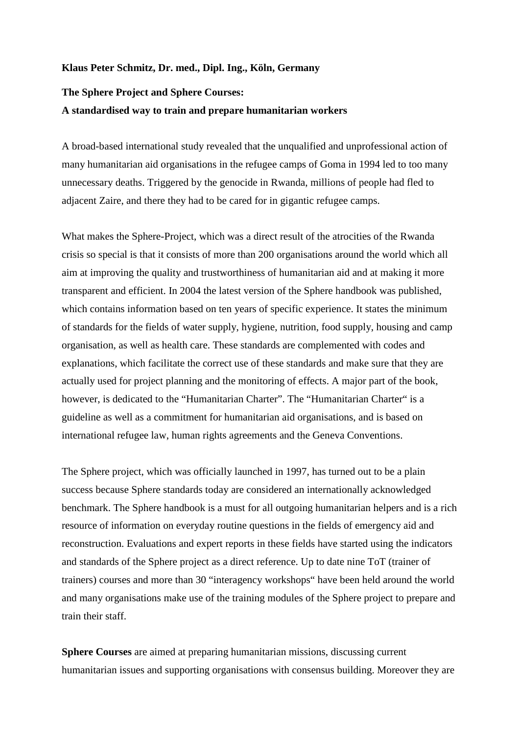**Klaus Peter Schmitz, Dr. med., Dipl. Ing., Köln, Germany**

# The Sphere Project and Sphere Courses: A standardised way to train and prepare humanitarian workers

A broad-based international study revealed that the unqualified and unprofessional action of many humanitarian aid organisations in the refugee camps of Goma in 1994 led to too many unnecessary deaths. Triggered by the genocide in Rwanda, millions of people had fled to adjacent Zaire, and there they had to be cared for in gigantic refugee camps.

What makes the Sphere-Project, which was a direct result of the atrocities of the Rwanda crisis so special is that it consists of more than 200 organisations around the world which all aim at improving the quality and trustworthiness of humanitarian aid and at making it more transparent and efficient. In 2004 the latest version of the Sphere handbook was published, which contains information based on ten years of specific experience. It states the minimum of standards for the fields of water supply, hygiene, nutrition, food supply, housing and camp organisation, as well as health care. These standards are complemented with codes and explanations, which facilitate the correct use of these standards and make sure that they are actually used for project planning and the monitoring of effects. A major part of the book, however, is dedicated to the "Humanitarian Charter". The "Humanitarian Charter" is a guideline as well as a commitment for humanitarian aid organisations, and is based on international refugee law, human rights agreements and the Geneva Conventions.

The Sphere project, which was officially launched in 1997, has turned out to be a plain success because Sphere standards today are considered an internationally acknowledged benchmark. The Sphere handbook is a must for all outgoing humanitarian helpers and is a rich resource of information on everyday routine questions in the fields of emergency aid and reconstruction. Evaluations and expert reports in these fields have started using the indicators and standards of the Sphere project as a direct reference. Up to date nine ToT (trainer of trainers) courses and more than 30 "interagency workshops" have been held around the world and many organisations make use of the training modules of the Sphere project to prepare and train their staff.

**Sphere Courses** are aimed at preparing humanitarian missions, discussing current humanitarian issues and supporting organisations with consensus building. Moreover they are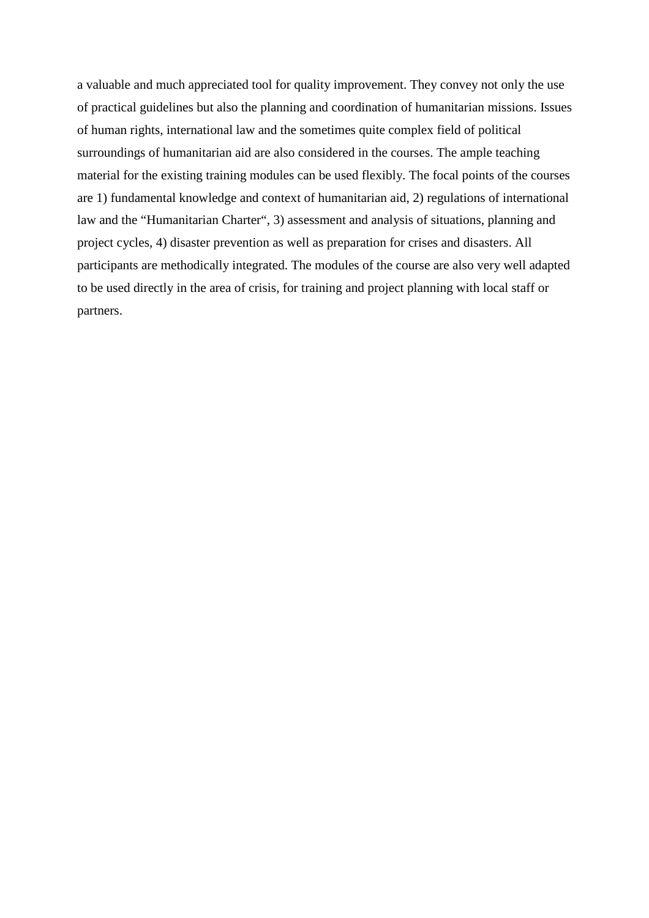a valuable and much appreciated tool for quality improvement. They convey not only the use of practical guidelines but also the planning and coordination of humanitarian missions. Issues of human rights, international law and the sometimes quite complex field of political surroundings of humanitarian aid are also considered in the courses. The ample teaching material for the existing training modules can be used flexibly. The focal points of the courses are 1) fundamental knowledge and context of humanitarian aid, 2) regulations of international law and the "Humanitarian Charter", 3) assessment and analysis of situations, planning and project cycles, 4) disaster prevention as well as preparation for crises and disasters. All participants are methodically integrated. The modules of the course are also very well adapted to be used directly in the area of crisis, for training and project planning with local staff or partners.